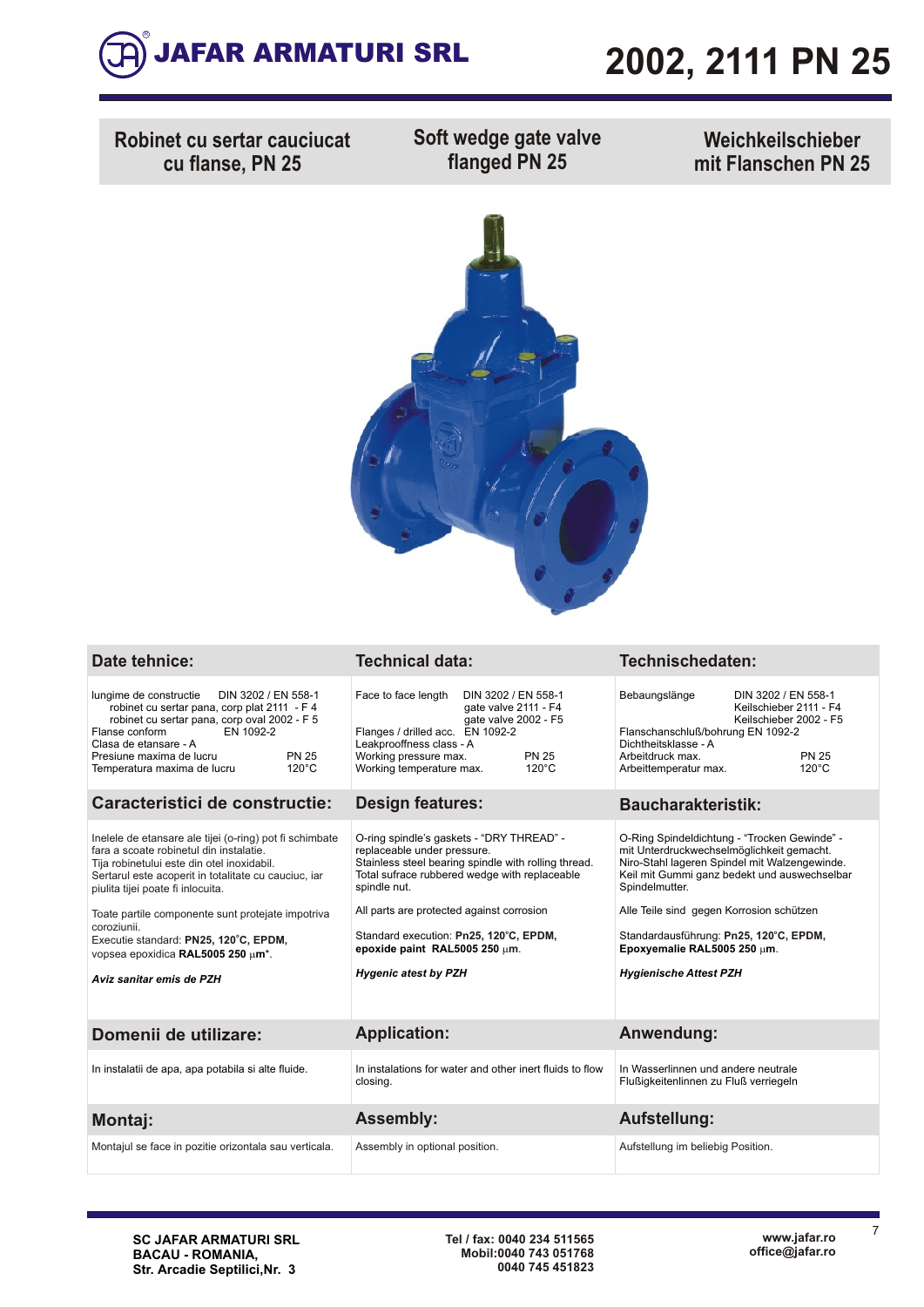# JAFAR ARMATURI SRL

# 2002, 2111 PN 25

| Robinet cu sertar cauciucat cu flanse, PN 25 | Soft wedge gate valve flanged PN 25 | Weichkeilschieber mit Flanschen PN 25 |
|---|---|---|

## Date tehnice:

lungime de constructie DIN 3202 / EN 558-1
robinet cu sertar pana, corp plat 2111 - F 4
robinet cu sertar pana, corp oval 2002 - F 5
Flanse conform EN 1092-2
Clasa de etansare - A
Presiune maxima de lucru PN 25
Temperatura maxima de lucru 120°C

## Technical data:

Face to face length DIN 3202 / EN 558-1
gate valve 2111 - F4
gate valve 2002 - F5
Flanges / drilled acc. EN 1092-2
Leakproofness class - A
Working pressure max. PN 25
Working temperature max. 120°C

## Technischedaten:

Bebaungslänge DIN 3202 / EN 558-1
Keilschieber 2111 - F4
Keilschieber 2002 - F5
Flanschanschluß/bohrung EN 1092-2
Dichtheitsklasse - A
Arbeitdruck max. PN 25
Arbeittemperatur max. 120°C

## Caracteristici de constructie:

Inelele de etansare ale tijei (o-ring) pot fi schimbate fara a scoate robinetul din instalatie.
Tija robinetului este din otel inoxidabil.
Sertarul este acoperit in totalitate cu cauciuc, iar piulita tijei poate fi inlocuita.

Toate partile componente sunt protejate impotriva coroziunii.
Executie standard: **PN25, 120°C, EPDM,** vopsea epoxidica **RAL5005 250 μm***.

***Aviz sanitar emis de PZH***

## Design features:

O-ring spindle's gaskets - "DRY THREAD" - replaceable under pressure.
Stainless steel bearing spindle with rolling thread.
Total sufrace rubbered wedge with replaceable spindle nut.

All parts are protected against corrosion

Standard execution: **Pn25, 120°C, EPDM, epoxide paint RAL5005 250 μm**.

***Hygenic atest by PZH***

## Baucharakteristik:

O-Ring Spindeldichtung - "Trocken Gewinde" - mit Unterdruckwechselmöglichkeit gemacht.
Niro-Stahl lageren Spindel mit Walzengewinde.
Keil mit Gummi ganz bedekt und auswechselbar Spindelmutter.

Alle Teile sind gegen Korrosion schützen

Standardausführung: **Pn25, 120°C, EPDM, Epoxyemalie RAL5005 250 μm**.

***Hygienische Attest PZH***

## Domenii de utilizare:

In instalatii de apa, apa potabila si alte fluide.

## Application:

In instalations for water and other inert fluids to flow closing.

## Anwendung:

In Wasserlinnen und andere neutrale Flußigkeitenlinnen zu Fluß verriegeln

## Montaj:

Montajul se face in pozitie orizontala sau verticala.

## Assembly:

Assembly in optional position.

## Aufstellung:

Aufstellung im beliebig Position.

**SC JAFAR ARMATURI SRL**
**BACAU - ROMANIA,**
**Str. Arcadie Septilici,Nr. 3**

**Tel / fax: 0040 234 511565**
**Mobil:0040 743 051768**
**0040 745 451823**

**www.jafar.ro**
**office@jafar.ro**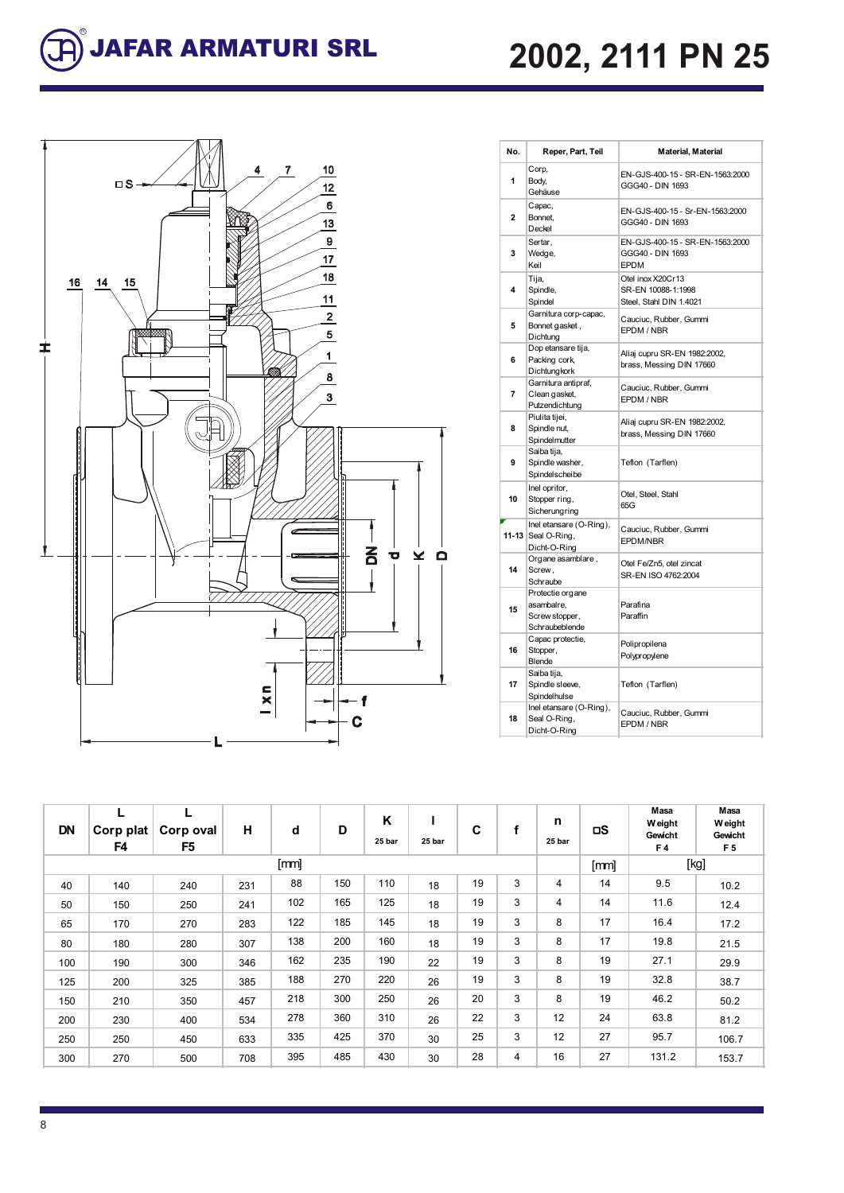# JAFAR ARMATURI SRL

# 2002, 2111 PN 25

□S
4 7 10 12 6 13 9 17 18 11 2 5 1 8 3
16 14 15
H
DN d K D
l x n f C
L

| No. | Reper, Part, Teil | Material, Material |
|---|---|---|
| 1 | Corp, Body, Gehäuse | EN-GJS-400-15 - SR-EN-1563:2000 GGG40 - DIN 1693 |
| 2 | Capac, Bonnet, Deckel | EN-GJS-400-15 - Sr-EN-1563:2000 GGG40 - DIN 1693 |
| 3 | Sertar, Wedge, Keil | EN-GJS-400-15 - SR-EN-1563:2000 GGG40 - DIN 1693 EPDM |
| 4 | Tija, Spindle, Spindel | Otel inox X20Cr13 SR-EN 10088-1:1998 Steel, Stahl DIN 1.4021 |
| 5 | Garnitura corp-capac, Bonnet gasket, Dichtung | Cauciuc, Rubber, Gummi EPDM / NBR |
| 6 | Dop etansare tija, Packing cork, Dichtungkork | Aliaj cupru SR-EN 1982:2002, brass, Messing DIN 17660 |
| 7 | Garnitura antipraf, Clean gasket, Putzendichtung | Cauciuc, Rubber, Gummi EPDM / NBR |
| 8 | Piulita tijei, Spindle nut, Spindelmutter | Aliaj cupru SR-EN 1982:2002, brass, Messing DIN 17660 |
| 9 | Saiba tija, Spindle washer, Spindelscheibe | Teflon (Tarflen) |
| 10 | Inel opritor, Stopper ring, Sicherungring | Otel, Steel, Stahl 65G |
| 11-13 | Inel etansare (O-Ring), Seal O-Ring, Dicht-O-Ring | Cauciuc, Rubber, Gummi EPDM/NBR |
| 14 | Organe asamblare, Screw, Schraube | Otel Fe/Zn5, otel zincat SR-EN ISO 4762:2004 |
| 15 | Protectie organe asambalre, Screw stopper, Schraubeblende | Parafina Paraffin |
| 16 | Capac protectie, Stopper, Blende | Polipropilena Polypropylene |
| 17 | Saiba tija, Spindle sleeve, Spindelhulse | Teflon (Tarflen) |
| 18 | Inel etansare (O-Ring), Seal O-Ring, Dicht-O-Ring | Cauciuc, Rubber, Gummi EPDM / NBR |

| DN | L Corp plat F4 | L Corp oval F5 | H | d | D | K 25 bar | l 25 bar | C | f | n 25 bar | □S | Masa Weight Gewicht F 4 | Masa Weight Gewicht F 5 |
|---|---|---|---|---|---|---|---|---|---|---|---|---|---|
| | [mm] | | | | | | | | | | [mm] | [kg] | |
| 40 | 140 | 240 | 231 | 88 | 150 | 110 | 18 | 19 | 3 | 4 | 14 | 9.5 | 10.2 |
| 50 | 150 | 250 | 241 | 102 | 165 | 125 | 18 | 19 | 3 | 4 | 14 | 11.6 | 12.4 |
| 65 | 170 | 270 | 283 | 122 | 185 | 145 | 18 | 19 | 3 | 8 | 17 | 16.4 | 17.2 |
| 80 | 180 | 280 | 307 | 138 | 200 | 160 | 18 | 19 | 3 | 8 | 17 | 19.8 | 21.5 |
| 100 | 190 | 300 | 346 | 162 | 235 | 190 | 22 | 19 | 3 | 8 | 19 | 27.1 | 29.9 |
| 125 | 200 | 325 | 385 | 188 | 270 | 220 | 26 | 19 | 3 | 8 | 19 | 32.8 | 38.7 |
| 150 | 210 | 350 | 457 | 218 | 300 | 250 | 26 | 20 | 3 | 8 | 19 | 46.2 | 50.2 |
| 200 | 230 | 400 | 534 | 278 | 360 | 310 | 26 | 22 | 3 | 12 | 24 | 63.8 | 81.2 |
| 250 | 250 | 450 | 633 | 335 | 425 | 370 | 30 | 25 | 3 | 12 | 27 | 95.7 | 106.7 |
| 300 | 270 | 500 | 708 | 395 | 485 | 430 | 30 | 28 | 4 | 16 | 27 | 131.2 | 153.7 |